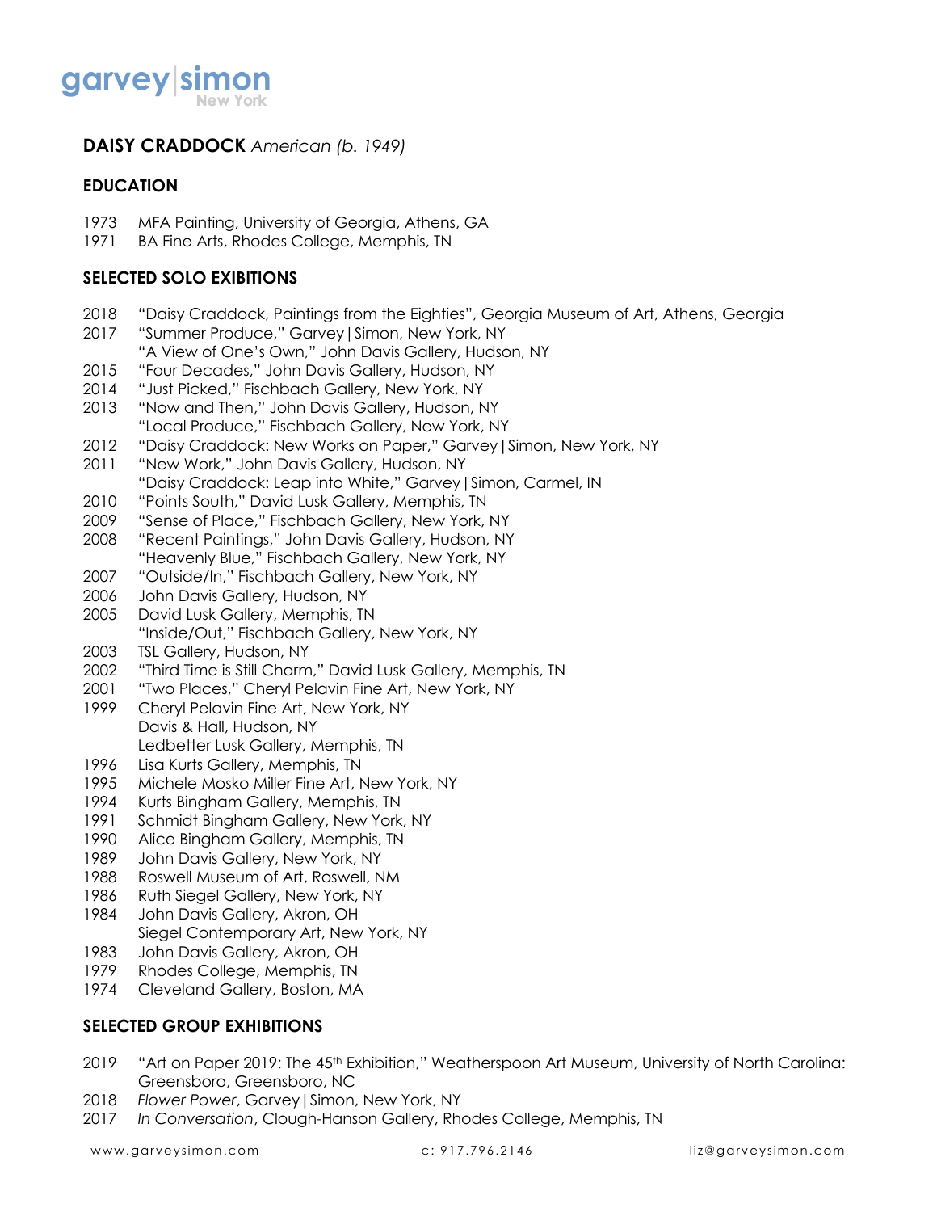# DAISY CRADDOCK *American (b. 1949)*

## EDUCATION

1973 MFA Painting, University of Georgia, Athens, GA
1971 BA Fine Arts, Rhodes College, Memphis, TN

## SELECTED SOLO EXIBITIONS

2018 "Daisy Craddock, Paintings from the Eighties", Georgia Museum of Art, Athens, Georgia
2017 "Summer Produce," Garvey|Simon, New York, NY
"A View of One's Own," John Davis Gallery, Hudson, NY
2015 "Four Decades," John Davis Gallery, Hudson, NY
2014 "Just Picked," Fischbach Gallery, New York, NY
2013 "Now and Then," John Davis Gallery, Hudson, NY
"Local Produce," Fischbach Gallery, New York, NY
2012 "Daisy Craddock: New Works on Paper," Garvey|Simon, New York, NY
2011 "New Work," John Davis Gallery, Hudson, NY
"Daisy Craddock: Leap into White," Garvey|Simon, Carmel, IN
2010 "Points South," David Lusk Gallery, Memphis, TN
2009 "Sense of Place," Fischbach Gallery, New York, NY
2008 "Recent Paintings," John Davis Gallery, Hudson, NY
"Heavenly Blue," Fischbach Gallery, New York, NY
2007 "Outside/In," Fischbach Gallery, New York, NY
2006 John Davis Gallery, Hudson, NY
2005 David Lusk Gallery, Memphis, TN
"Inside/Out," Fischbach Gallery, New York, NY
2003 TSL Gallery, Hudson, NY
2002 "Third Time is Still Charm," David Lusk Gallery, Memphis, TN
2001 "Two Places," Cheryl Pelavin Fine Art, New York, NY
1999 Cheryl Pelavin Fine Art, New York, NY
Davis & Hall, Hudson, NY
Ledbetter Lusk Gallery, Memphis, TN
1996 Lisa Kurts Gallery, Memphis, TN
1995 Michele Mosko Miller Fine Art, New York, NY
1994 Kurts Bingham Gallery, Memphis, TN
1991 Schmidt Bingham Gallery, New York, NY
1990 Alice Bingham Gallery, Memphis, TN
1989 John Davis Gallery, New York, NY
1988 Roswell Museum of Art, Roswell, NM
1986 Ruth Siegel Gallery, New York, NY
1984 John Davis Gallery, Akron, OH
Siegel Contemporary Art, New York, NY
1983 John Davis Gallery, Akron, OH
1979 Rhodes College, Memphis, TN
1974 Cleveland Gallery, Boston, MA

## SELECTED GROUP EXHIBITIONS

2019 "Art on Paper 2019: The 45th Exhibition," Weatherspoon Art Museum, University of North Carolina: Greensboro, Greensboro, NC
2018 *Flower Power*, Garvey|Simon, New York, NY
2017 *In Conversation*, Clough-Hanson Gallery, Rhodes College, Memphis, TN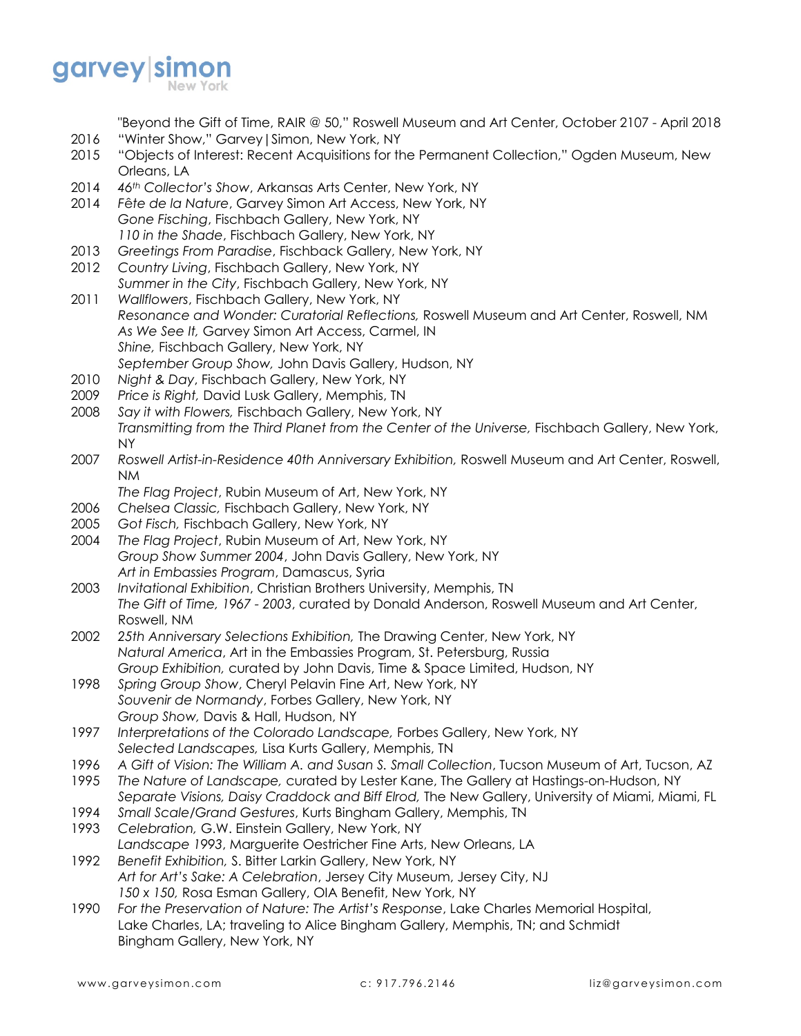"Beyond the Gift of Time, RAIR @ 50," Roswell Museum and Art Center, October 2107 - April 2018

2016 "Winter Show," Garvey|Simon, New York, NY

2015 "Objects of Interest: Recent Acquisitions for the Permanent Collection," Ogden Museum, New Orleans, LA

2014 *46th Collector's Show*, Arkansas Arts Center, New York, NY

2014 *Fête de la Nature*, Garvey Simon Art Access, New York, NY
*Gone Fisching*, Fischbach Gallery, New York, NY
*110 in the Shade*, Fischbach Gallery, New York, NY

2013 *Greetings From Paradise*, Fischback Gallery, New York, NY

2012 *Country Living*, Fischbach Gallery, New York, NY
*Summer in the City*, Fischbach Gallery, New York, NY

2011 *Wallflowers*, Fischbach Gallery, New York, NY
*Resonance and Wonder: Curatorial Reflections,* Roswell Museum and Art Center, Roswell, NM
*As We See It,* Garvey Simon Art Access, Carmel, IN
*Shine,* Fischbach Gallery, New York, NY
*September Group Show,* John Davis Gallery, Hudson, NY

2010 *Night & Day*, Fischbach Gallery, New York, NY

2009 *Price is Right,* David Lusk Gallery, Memphis, TN

2008 *Say it with Flowers,* Fischbach Gallery, New York, NY
*Transmitting from the Third Planet from the Center of the Universe,* Fischbach Gallery, New York, NY

2007 *Roswell Artist-in-Residence 40th Anniversary Exhibition,* Roswell Museum and Art Center, Roswell, NM
*The Flag Project*, Rubin Museum of Art, New York, NY

2006 *Chelsea Classic,* Fischbach Gallery, New York, NY

2005 *Got Fisch,* Fischbach Gallery, New York, NY

2004 *The Flag Project*, Rubin Museum of Art, New York, NY
*Group Show Summer 2004*, John Davis Gallery, New York, NY
*Art in Embassies Program*, Damascus, Syria

2003 *Invitational Exhibition*, Christian Brothers University, Memphis, TN
*The Gift of Time, 1967 - 2003*, curated by Donald Anderson, Roswell Museum and Art Center, Roswell, NM

2002 *25th Anniversary Selections Exhibition,* The Drawing Center, New York, NY
*Natural America*, Art in the Embassies Program, St. Petersburg, Russia
*Group Exhibition,* curated by John Davis, Time & Space Limited, Hudson, NY

1998 *Spring Group Show*, Cheryl Pelavin Fine Art, New York, NY
*Souvenir de Normandy*, Forbes Gallery, New York, NY
*Group Show,* Davis & Hall, Hudson, NY

1997 *Interpretations of the Colorado Landscape,* Forbes Gallery, New York, NY
*Selected Landscapes,* Lisa Kurts Gallery, Memphis, TN

1996 *A Gift of Vision: The William A. and Susan S. Small Collection*, Tucson Museum of Art, Tucson, AZ

1995 *The Nature of Landscape,* curated by Lester Kane, The Gallery at Hastings-on-Hudson, NY
*Separate Visions, Daisy Craddock and Biff Elrod,* The New Gallery, University of Miami, Miami, FL

1994 *Small Scale/Grand Gestures*, Kurts Bingham Gallery, Memphis, TN

1993 *Celebration,* G.W. Einstein Gallery, New York, NY
*Landscape 1993*, Marguerite Oestricher Fine Arts, New Orleans, LA

1992 *Benefit Exhibition,* S. Bitter Larkin Gallery, New York, NY
*Art for Art's Sake: A Celebration*, Jersey City Museum, Jersey City, NJ
*150 x 150,* Rosa Esman Gallery, OIA Benefit, New York, NY

1990 *For the Preservation of Nature: The Artist's Response*, Lake Charles Memorial Hospital, Lake Charles, LA; traveling to Alice Bingham Gallery, Memphis, TN; and Schmidt Bingham Gallery, New York, NY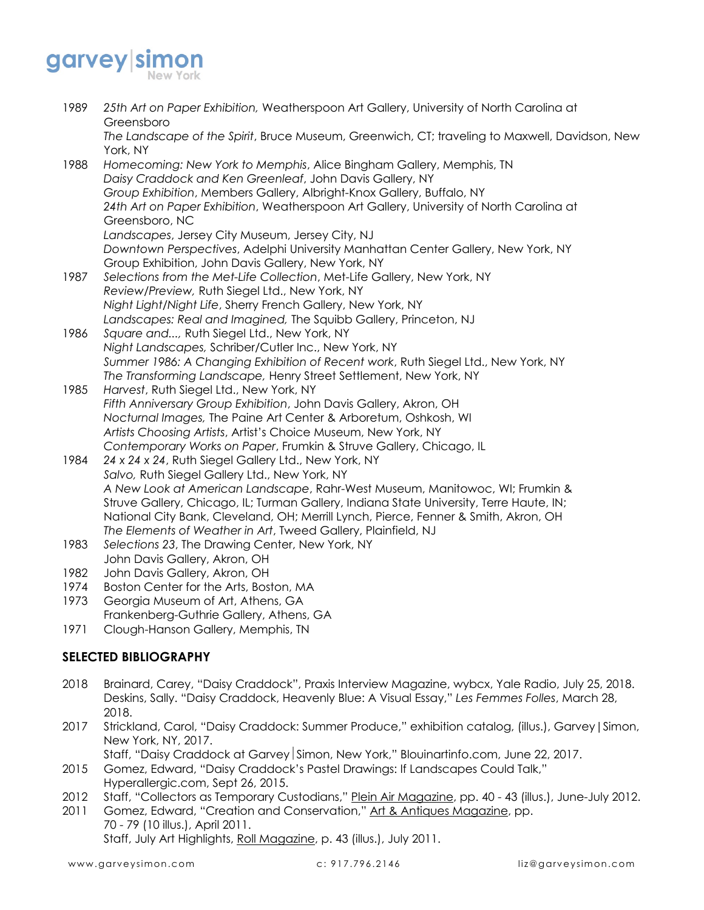1989 *25th Art on Paper Exhibition,* Weatherspoon Art Gallery, University of North Carolina at Greensboro
*The Landscape of the Spirit*, Bruce Museum, Greenwich, CT; traveling to Maxwell, Davidson, New York, NY

1988 *Homecoming: New York to Memphis*, Alice Bingham Gallery, Memphis, TN
*Daisy Craddock and Ken Greenleaf*, John Davis Gallery, NY
*Group Exhibition*, Members Gallery, Albright-Knox Gallery, Buffalo, NY
*24th Art on Paper Exhibition*, Weatherspoon Art Gallery, University of North Carolina at Greensboro, NC
*Landscapes*, Jersey City Museum, Jersey City, NJ
*Downtown Perspectives*, Adelphi University Manhattan Center Gallery, New York, NY
Group Exhibition, John Davis Gallery, New York, NY

1987 *Selections from the Met-Life Collection*, Met-Life Gallery, New York, NY
*Review/Preview,* Ruth Siegel Ltd., New York, NY
*Night Light/Night Life*, Sherry French Gallery, New York, NY
*Landscapes: Real and Imagined,* The Squibb Gallery, Princeton, NJ

1986 *Square and...,* Ruth Siegel Ltd., New York, NY
*Night Landscapes,* Schriber/Cutler Inc., New York, NY
*Summer 1986: A Changing Exhibition of Recent work*, Ruth Siegel Ltd., New York, NY
*The Transforming Landscape,* Henry Street Settlement, New York, NY

1985 *Harvest*, Ruth Siegel Ltd., New York, NY
*Fifth Anniversary Group Exhibition*, John Davis Gallery, Akron, OH
*Nocturnal Images,* The Paine Art Center & Arboretum, Oshkosh, WI
*Artists Choosing Artists*, Artist's Choice Museum, New York, NY
*Contemporary Works on Paper*, Frumkin & Struve Gallery, Chicago, IL

1984 *24 x 24 x 24*, Ruth Siegel Gallery Ltd., New York, NY
*Salvo,* Ruth Siegel Gallery Ltd., New York, NY
*A New Look at American Landscape*, Rahr-West Museum, Manitowoc, WI; Frumkin & Struve Gallery, Chicago, IL; Turman Gallery, Indiana State University, Terre Haute, IN; National City Bank, Cleveland, OH; Merrill Lynch, Pierce, Fenner & Smith, Akron, OH
*The Elements of Weather in Art*, Tweed Gallery, Plainfield, NJ

1983 *Selections 23*, The Drawing Center, New York, NY
John Davis Gallery, Akron, OH

1982 John Davis Gallery, Akron, OH

1974 Boston Center for the Arts, Boston, MA

1973 Georgia Museum of Art, Athens, GA
Frankenberg-Guthrie Gallery, Athens, GA

1971 Clough-Hanson Gallery, Memphis, TN

## SELECTED BIBLIOGRAPHY

2018 Brainard, Carey, "Daisy Craddock", Praxis Interview Magazine, wybcx, Yale Radio, July 25, 2018.
Deskins, Sally. "Daisy Craddock, Heavenly Blue: A Visual Essay," *Les Femmes Folles*, March 28, 2018.

2017 Strickland, Carol, "Daisy Craddock: Summer Produce," exhibition catalog, (illus.), Garvey|Simon, New York, NY, 2017.
Staff, "Daisy Craddock at Garvey|Simon, New York," Blouinartinfo.com, June 22, 2017.

2015 Gomez, Edward, "Daisy Craddock's Pastel Drawings: If Landscapes Could Talk," Hyperallergic.com, Sept 26, 2015.

2012 Staff, "Collectors as Temporary Custodians," Plein Air Magazine, pp. 40 - 43 (illus.), June-July 2012.

2011 Gomez, Edward, "Creation and Conservation," Art & Antiques Magazine, pp. 70 - 79 (10 illus.), April 2011.
Staff, July Art Highlights, Roll Magazine, p. 43 (illus.), July 2011.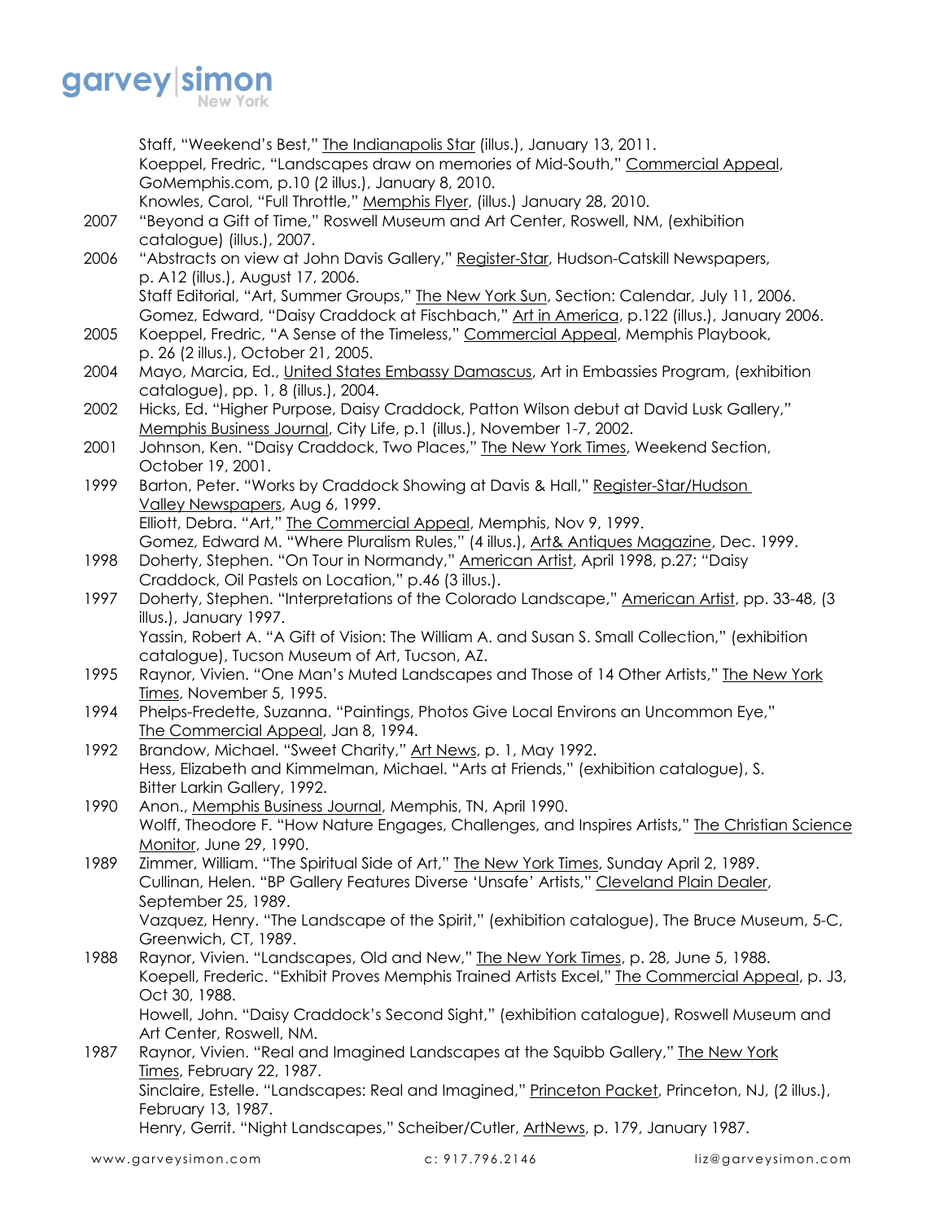Staff, "Weekend's Best," The Indianapolis Star (illus.), January 13, 2011.
Koeppel, Fredric, "Landscapes draw on memories of Mid-South," Commercial Appeal, GoMemphis.com, p.10 (2 illus.), January 8, 2010.
Knowles, Carol, "Full Throttle," Memphis Flyer, (illus.) January 28, 2010.

2007 "Beyond a Gift of Time," Roswell Museum and Art Center, Roswell, NM, (exhibition catalogue) (illus.), 2007.

2006 "Abstracts on view at John Davis Gallery," Register-Star, Hudson-Catskill Newspapers, p. A12 (illus.), August 17, 2006.
Staff Editorial, "Art, Summer Groups," The New York Sun, Section: Calendar, July 11, 2006.
Gomez, Edward, "Daisy Craddock at Fischbach," Art in America, p.122 (illus.), January 2006.

2005 Koeppel, Fredric, "A Sense of the Timeless," Commercial Appeal, Memphis Playbook, p. 26 (2 illus.), October 21, 2005.

2004 Mayo, Marcia, Ed., United States Embassy Damascus, Art in Embassies Program, (exhibition catalogue), pp. 1, 8 (illus.), 2004.

2002 Hicks, Ed. "Higher Purpose, Daisy Craddock, Patton Wilson debut at David Lusk Gallery," Memphis Business Journal, City Life, p.1 (illus.), November 1-7, 2002.

2001 Johnson, Ken. "Daisy Craddock, Two Places," The New York Times, Weekend Section, October 19, 2001.

1999 Barton, Peter. "Works by Craddock Showing at Davis & Hall," Register-Star/Hudson Valley Newspapers, Aug 6, 1999.
Elliott, Debra. "Art," The Commercial Appeal, Memphis, Nov 9, 1999.
Gomez, Edward M. "Where Pluralism Rules," (4 illus.), Art& Antiques Magazine, Dec. 1999.

1998 Doherty, Stephen. "On Tour in Normandy," American Artist, April 1998, p.27; "Daisy Craddock, Oil Pastels on Location," p.46 (3 illus.).

1997 Doherty, Stephen. "Interpretations of the Colorado Landscape," American Artist, pp. 33-48, (3 illus.), January 1997.
Yassin, Robert A. "A Gift of Vision: The William A. and Susan S. Small Collection," (exhibition catalogue), Tucson Museum of Art, Tucson, AZ.

1995 Raynor, Vivien. "One Man's Muted Landscapes and Those of 14 Other Artists," The New York Times, November 5, 1995.

1994 Phelps-Fredette, Suzanna. "Paintings, Photos Give Local Environs an Uncommon Eye," The Commercial Appeal, Jan 8, 1994.

1992 Brandow, Michael. "Sweet Charity," Art News, p. 1, May 1992.
Hess, Elizabeth and Kimmelman, Michael. "Arts at Friends," (exhibition catalogue), S. Bitter Larkin Gallery, 1992.

1990 Anon., Memphis Business Journal, Memphis, TN, April 1990.
Wolff, Theodore F. "How Nature Engages, Challenges, and Inspires Artists," The Christian Science Monitor, June 29, 1990.

1989 Zimmer, William. "The Spiritual Side of Art," The New York Times, Sunday April 2, 1989.
Cullinan, Helen. "BP Gallery Features Diverse 'Unsafe' Artists," Cleveland Plain Dealer, September 25, 1989.
Vazquez, Henry. "The Landscape of the Spirit," (exhibition catalogue), The Bruce Museum, 5-C, Greenwich, CT, 1989.

1988 Raynor, Vivien. "Landscapes, Old and New," The New York Times, p. 28, June 5, 1988.
Koepell, Frederic. "Exhibit Proves Memphis Trained Artists Excel," The Commercial Appeal, p. J3, Oct 30, 1988.
Howell, John. "Daisy Craddock's Second Sight," (exhibition catalogue), Roswell Museum and Art Center, Roswell, NM.

1987 Raynor, Vivien. "Real and Imagined Landscapes at the Squibb Gallery," The New York Times, February 22, 1987.
Sinclaire, Estelle. "Landscapes: Real and Imagined," Princeton Packet, Princeton, NJ, (2 illus.), February 13, 1987.
Henry, Gerrit. "Night Landscapes," Scheiber/Cutler, ArtNews, p. 179, January 1987.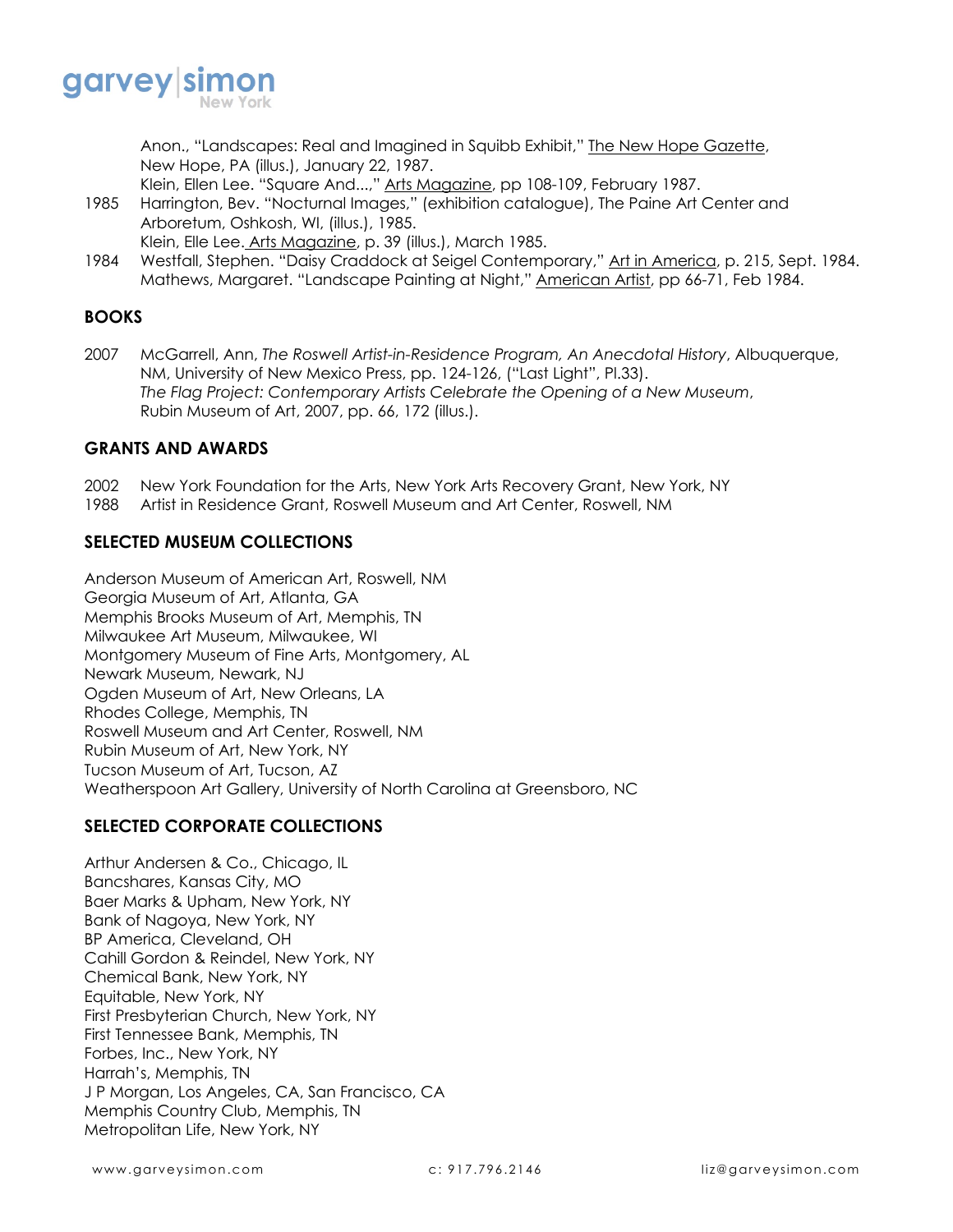Anon., "Landscapes: Real and Imagined in Squibb Exhibit," The New Hope Gazette, New Hope, PA (illus.), January 22, 1987.
Klein, Ellen Lee. "Square And...," Arts Magazine, pp 108-109, February 1987.

1985 Harrington, Bev. "Nocturnal Images," (exhibition catalogue), The Paine Art Center and Arboretum, Oshkosh, WI, (illus.), 1985.
Klein, Elle Lee. Arts Magazine, p. 39 (illus.), March 1985.

1984 Westfall, Stephen. "Daisy Craddock at Seigel Contemporary," Art in America, p. 215, Sept. 1984.
Mathews, Margaret. "Landscape Painting at Night," American Artist, pp 66-71, Feb 1984.

## BOOKS

2007 McGarrell, Ann, *The Roswell Artist-in-Residence Program, An Anecdotal History*, Albuquerque, NM, University of New Mexico Press, pp. 124-126, ("Last Light", Pl.33).
*The Flag Project: Contemporary Artists Celebrate the Opening of a New Museum*, Rubin Museum of Art, 2007, pp. 66, 172 (illus.).

## GRANTS AND AWARDS

2002 New York Foundation for the Arts, New York Arts Recovery Grant, New York, NY
1988 Artist in Residence Grant, Roswell Museum and Art Center, Roswell, NM

## SELECTED MUSEUM COLLECTIONS

Anderson Museum of American Art, Roswell, NM
Georgia Museum of Art, Atlanta, GA
Memphis Brooks Museum of Art, Memphis, TN
Milwaukee Art Museum, Milwaukee, WI
Montgomery Museum of Fine Arts, Montgomery, AL
Newark Museum, Newark, NJ
Ogden Museum of Art, New Orleans, LA
Rhodes College, Memphis, TN
Roswell Museum and Art Center, Roswell, NM
Rubin Museum of Art, New York, NY
Tucson Museum of Art, Tucson, AZ
Weatherspoon Art Gallery, University of North Carolina at Greensboro, NC

## SELECTED CORPORATE COLLECTIONS

Arthur Andersen & Co., Chicago, IL
Bancshares, Kansas City, MO
Baer Marks & Upham, New York, NY
Bank of Nagoya, New York, NY
BP America, Cleveland, OH
Cahill Gordon & Reindel, New York, NY
Chemical Bank, New York, NY
Equitable, New York, NY
First Presbyterian Church, New York, NY
First Tennessee Bank, Memphis, TN
Forbes, Inc., New York, NY
Harrah's, Memphis, TN
J P Morgan, Los Angeles, CA, San Francisco, CA
Memphis Country Club, Memphis, TN
Metropolitan Life, New York, NY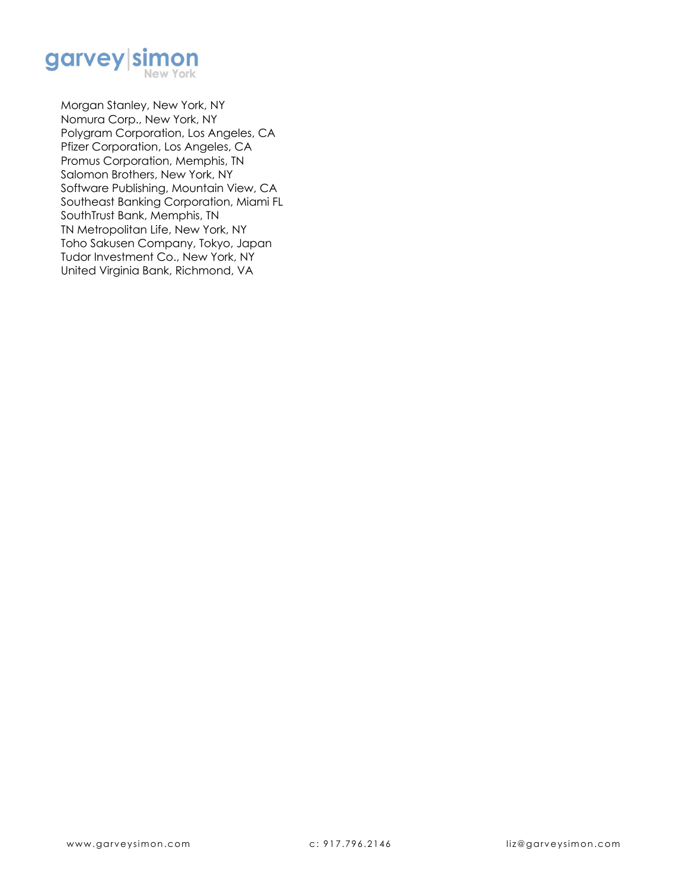Morgan Stanley, New York, NY
Nomura Corp., New York, NY
Polygram Corporation, Los Angeles, CA
Pfizer Corporation, Los Angeles, CA
Promus Corporation, Memphis, TN
Salomon Brothers, New York, NY
Software Publishing, Mountain View, CA
Southeast Banking Corporation, Miami FL
SouthTrust Bank, Memphis, TN
TN Metropolitan Life, New York, NY
Toho Sakusen Company, Tokyo, Japan
Tudor Investment Co., New York, NY
United Virginia Bank, Richmond, VA